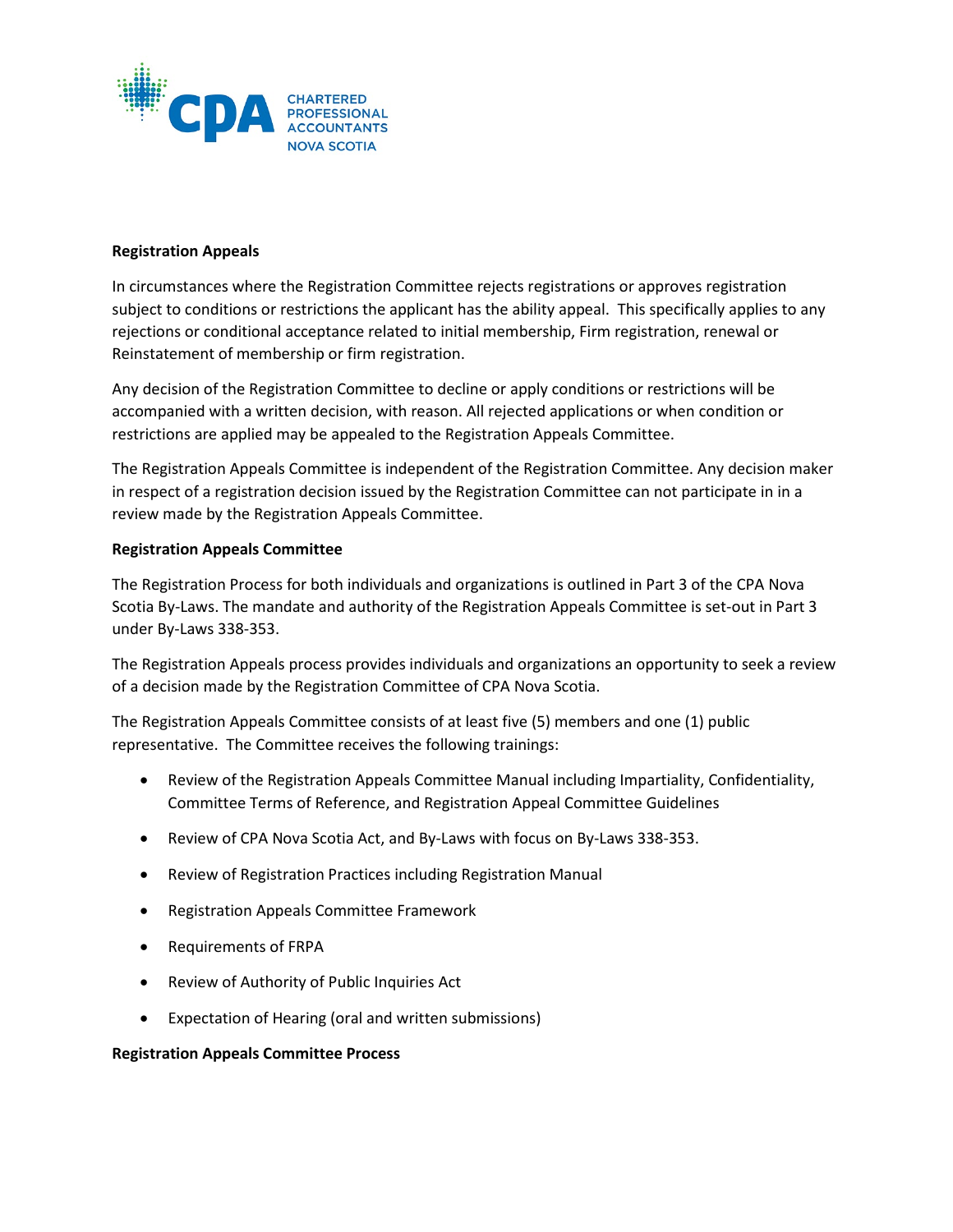CHARTERED PROFESSIONAL ACCOUNTANTS NOVA SCOTIA

**Registration Appeals**

In circumstances where the Registration Committee rejects registrations or approves registration subject to conditions or restrictions the applicant has the ability appeal. This specifically applies to any rejections or conditional acceptance related to initial membership, Firm registration, renewal or Reinstatement of membership or firm registration.

Any decision of the Registration Committee to decline or apply conditions or restrictions will be accompanied with a written decision, with reason. All rejected applications or when condition or restrictions are applied may be appealed to the Registration Appeals Committee.

The Registration Appeals Committee is independent of the Registration Committee. Any decision maker in respect of a registration decision issued by the Registration Committee can not participate in in a review made by the Registration Appeals Committee.

**Registration Appeals Committee**

The Registration Process for both individuals and organizations is outlined in Part 3 of the CPA Nova Scotia By-Laws. The mandate and authority of the Registration Appeals Committee is set-out in Part 3 under By-Laws 338-353.

The Registration Appeals process provides individuals and organizations an opportunity to seek a review of a decision made by the Registration Committee of CPA Nova Scotia.

The Registration Appeals Committee consists of at least five (5) members and one (1) public representative. The Committee receives the following trainings:

- Review of the Registration Appeals Committee Manual including Impartiality, Confidentiality, Committee Terms of Reference, and Registration Appeal Committee Guidelines
- Review of CPA Nova Scotia Act, and By-Laws with focus on By-Laws 338-353.
- Review of Registration Practices including Registration Manual
- Registration Appeals Committee Framework
- Requirements of FRPA
- Review of Authority of Public Inquiries Act
- Expectation of Hearing (oral and written submissions)

**Registration Appeals Committee Process**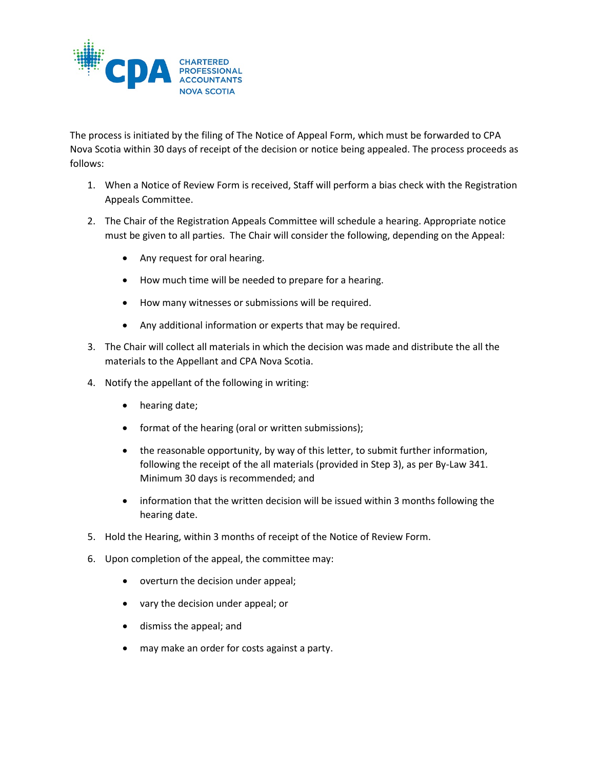The process is initiated by the filing of The Notice of Appeal Form, which must be forwarded to CPA Nova Scotia within 30 days of receipt of the decision or notice being appealed. The process proceeds as follows:

1. When a Notice of Review Form is received, Staff will perform a bias check with the Registration Appeals Committee.
2. The Chair of the Registration Appeals Committee will schedule a hearing. Appropriate notice must be given to all parties. The Chair will consider the following, depending on the Appeal:
   - Any request for oral hearing.
   - How much time will be needed to prepare for a hearing.
   - How many witnesses or submissions will be required.
   - Any additional information or experts that may be required.
3. The Chair will collect all materials in which the decision was made and distribute the all the materials to the Appellant and CPA Nova Scotia.
4. Notify the appellant of the following in writing:
   - hearing date;
   - format of the hearing (oral or written submissions);
   - the reasonable opportunity, by way of this letter, to submit further information, following the receipt of the all materials (provided in Step 3), as per By-Law 341. Minimum 30 days is recommended; and
   - information that the written decision will be issued within 3 months following the hearing date.
5. Hold the Hearing, within 3 months of receipt of the Notice of Review Form.
6. Upon completion of the appeal, the committee may:
   - overturn the decision under appeal;
   - vary the decision under appeal; or
   - dismiss the appeal; and
   - may make an order for costs against a party.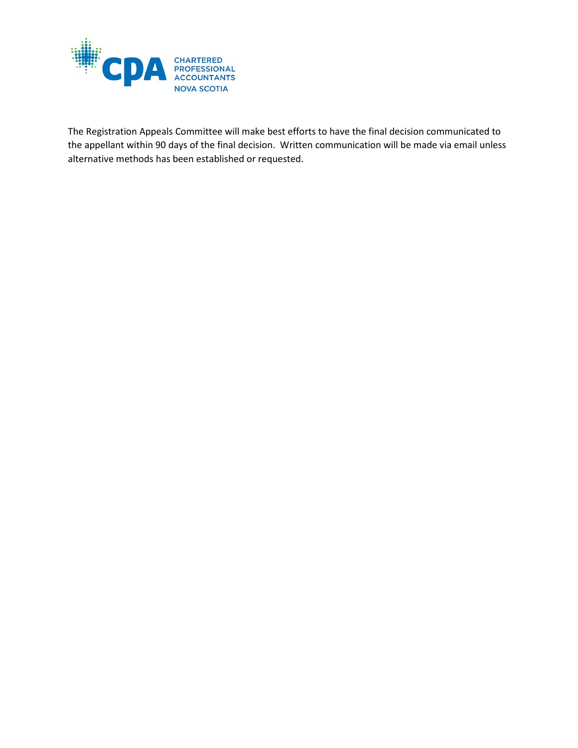The Registration Appeals Committee will make best efforts to have the final decision communicated to the appellant within 90 days of the final decision. Written communication will be made via email unless alternative methods has been established or requested.